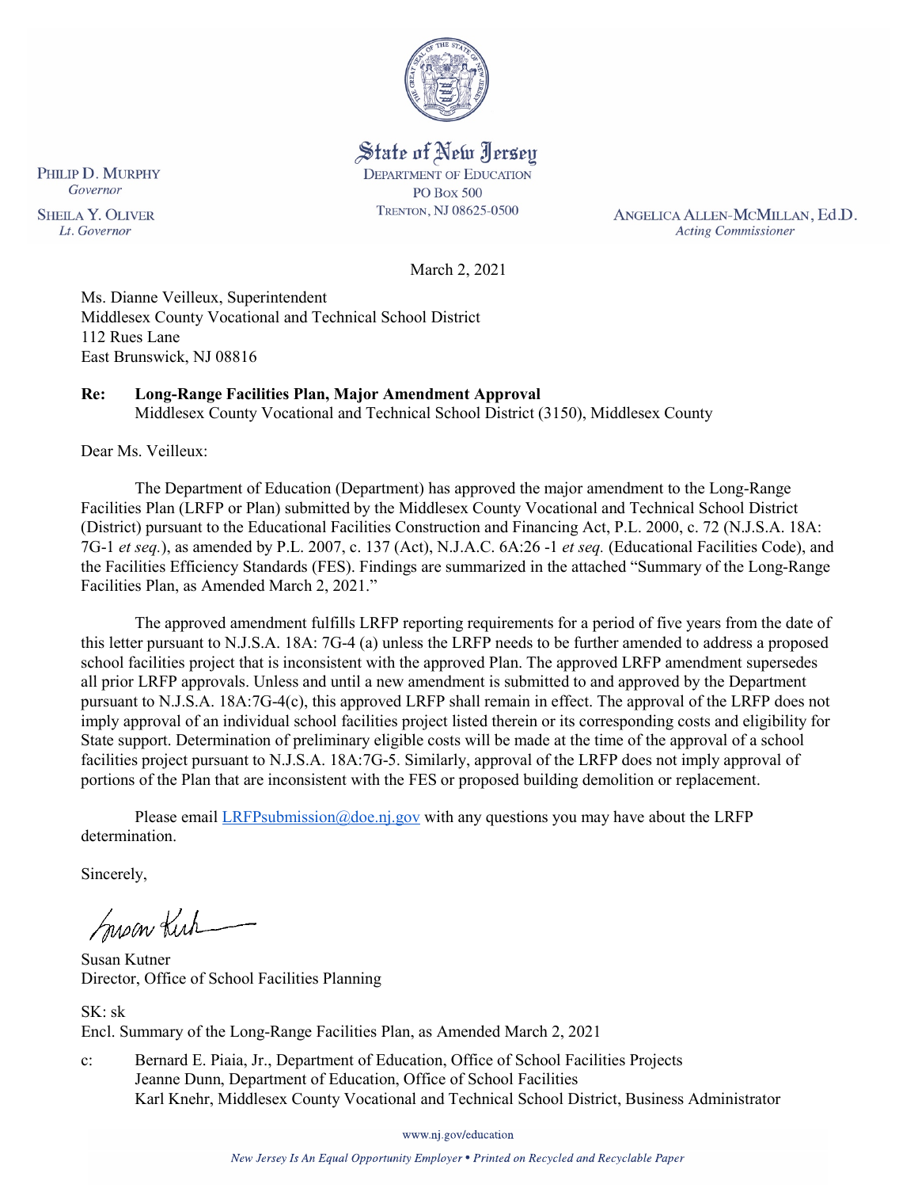State of New Jersey
DEPARTMENT OF EDUCATION
PO BOX 500
TRENTON, NJ 08625-0500

PHILIP D. MURPHY
*Governor*

SHEILA Y. OLIVER
*Lt. Governor*

ANGELICA ALLEN-MCMILLAN, Ed.D.
*Acting Commissioner*

March 2, 2021

Ms. Dianne Veilleux, Superintendent
Middlesex County Vocational and Technical School District
112 Rues Lane
East Brunswick, NJ 08816

**Re: Long-Range Facilities Plan, Major Amendment Approval**
Middlesex County Vocational and Technical School District (3150), Middlesex County

Dear Ms. Veilleux:

The Department of Education (Department) has approved the major amendment to the Long-Range Facilities Plan (LRFP or Plan) submitted by the Middlesex County Vocational and Technical School District (District) pursuant to the Educational Facilities Construction and Financing Act, P.L. 2000, c. 72 (N.J.S.A. 18A: 7G-1 *et seq.*), as amended by P.L. 2007, c. 137 (Act), N.J.A.C. 6A:26 -1 *et seq.* (Educational Facilities Code), and the Facilities Efficiency Standards (FES). Findings are summarized in the attached "Summary of the Long-Range Facilities Plan, as Amended March 2, 2021."

The approved amendment fulfills LRFP reporting requirements for a period of five years from the date of this letter pursuant to N.J.S.A. 18A: 7G-4 (a) unless the LRFP needs to be further amended to address a proposed school facilities project that is inconsistent with the approved Plan. The approved LRFP amendment supersedes all prior LRFP approvals. Unless and until a new amendment is submitted to and approved by the Department pursuant to N.J.S.A. 18A:7G-4(c), this approved LRFP shall remain in effect. The approval of the LRFP does not imply approval of an individual school facilities project listed therein or its corresponding costs and eligibility for State support. Determination of preliminary eligible costs will be made at the time of the approval of a school facilities project pursuant to N.J.S.A. 18A:7G-5. Similarly, approval of the LRFP does not imply approval of portions of the Plan that are inconsistent with the FES or proposed building demolition or replacement.

Please email LRFPsubmission@doe.nj.gov with any questions you may have about the LRFP determination.

Sincerely,

Susan Kutner
Director, Office of School Facilities Planning

SK: sk
Encl. Summary of the Long-Range Facilities Plan, as Amended March 2, 2021

c: Bernard E. Piaia, Jr., Department of Education, Office of School Facilities Projects
Jeanne Dunn, Department of Education, Office of School Facilities
Karl Knehr, Middlesex County Vocational and Technical School District, Business Administrator

www.nj.gov/education

*New Jersey Is An Equal Opportunity Employer • Printed on Recycled and Recyclable Paper*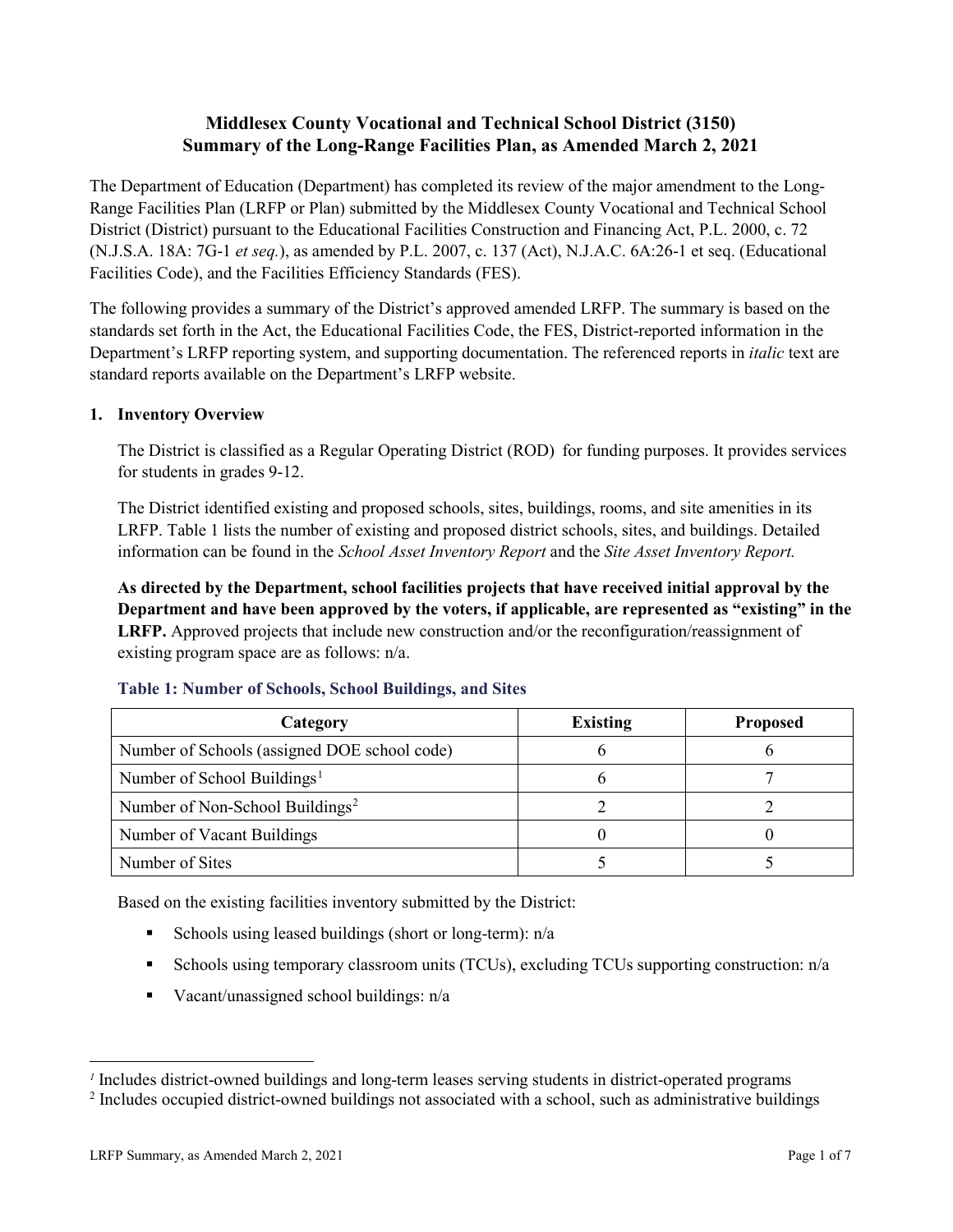# Middlesex County Vocational and Technical School District (3150)
# Summary of the Long-Range Facilities Plan, as Amended March 2, 2021

The Department of Education (Department) has completed its review of the major amendment to the Long-Range Facilities Plan (LRFP or Plan) submitted by the Middlesex County Vocational and Technical School District (District) pursuant to the Educational Facilities Construction and Financing Act, P.L. 2000, c. 72 (N.J.S.A. 18A: 7G-1 *et seq.*), as amended by P.L. 2007, c. 137 (Act), N.J.A.C. 6A:26-1 et seq. (Educational Facilities Code), and the Facilities Efficiency Standards (FES).

The following provides a summary of the District's approved amended LRFP. The summary is based on the standards set forth in the Act, the Educational Facilities Code, the FES, District-reported information in the Department's LRFP reporting system, and supporting documentation. The referenced reports in *italic* text are standard reports available on the Department's LRFP website.

## 1. Inventory Overview

The District is classified as a Regular Operating District (ROD) for funding purposes. It provides services for students in grades 9-12.

The District identified existing and proposed schools, sites, buildings, rooms, and site amenities in its LRFP. Table 1 lists the number of existing and proposed district schools, sites, and buildings. Detailed information can be found in the *School Asset Inventory Report* and the *Site Asset Inventory Report.*

**As directed by the Department, school facilities projects that have received initial approval by the Department and have been approved by the voters, if applicable, are represented as "existing" in the LRFP.** Approved projects that include new construction and/or the reconfiguration/reassignment of existing program space are as follows: n/a.

### Table 1: Number of Schools, School Buildings, and Sites

| Category | Existing | Proposed |
|---|---|---|
| Number of Schools (assigned DOE school code) | 6 | 6 |
| Number of School Buildings[1] | 6 | 7 |
| Number of Non-School Buildings[2] | 2 | 2 |
| Number of Vacant Buildings | 0 | 0 |
| Number of Sites | 5 | 5 |

Based on the existing facilities inventory submitted by the District:

- Schools using leased buildings (short or long-term): n/a
- Schools using temporary classroom units (TCUs), excluding TCUs supporting construction: n/a
- Vacant/unassigned school buildings: n/a

[1] Includes district-owned buildings and long-term leases serving students in district-operated programs

[2] Includes occupied district-owned buildings not associated with a school, such as administrative buildings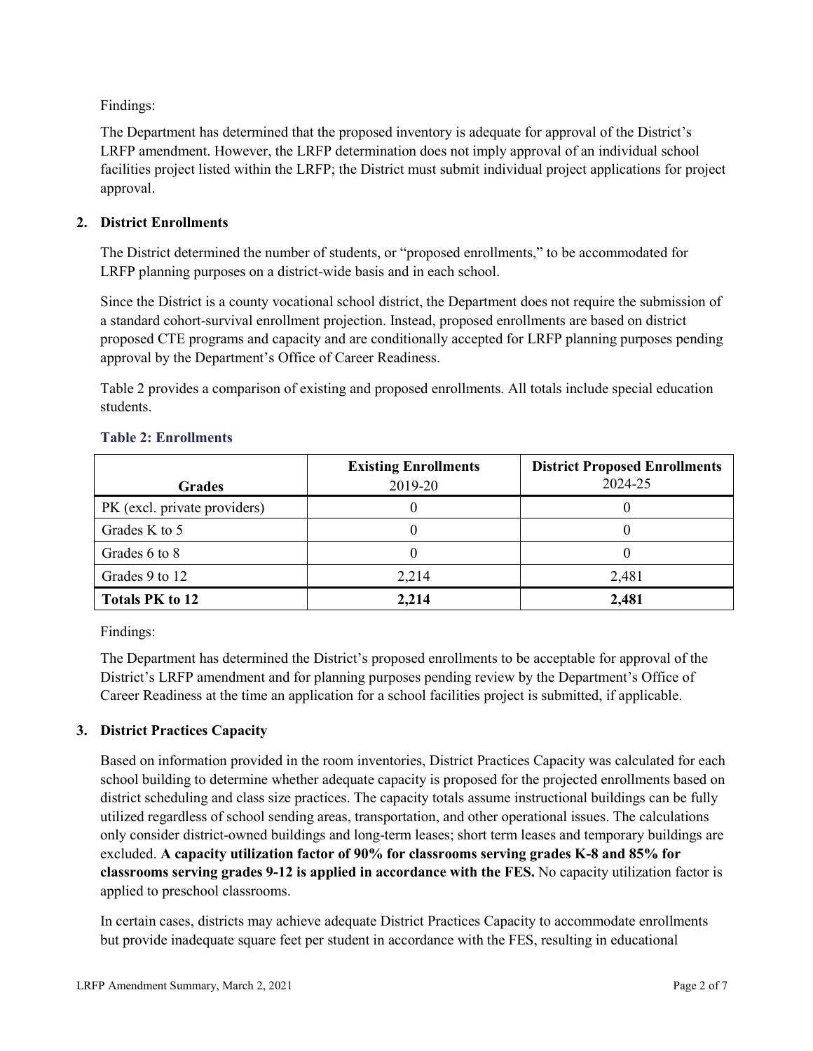Findings:

The Department has determined that the proposed inventory is adequate for approval of the District's LRFP amendment. However, the LRFP determination does not imply approval of an individual school facilities project listed within the LRFP; the District must submit individual project applications for project approval.

## 2. District Enrollments

The District determined the number of students, or "proposed enrollments," to be accommodated for LRFP planning purposes on a district-wide basis and in each school.

Since the District is a county vocational school district, the Department does not require the submission of a standard cohort-survival enrollment projection. Instead, proposed enrollments are based on district proposed CTE programs and capacity and are conditionally accepted for LRFP planning purposes pending approval by the Department's Office of Career Readiness.

Table 2 provides a comparison of existing and proposed enrollments. All totals include special education students.

### Table 2: Enrollments

| Grades | Existing Enrollments 2019-20 | District Proposed Enrollments 2024-25 |
|---|---|---|
| PK (excl. private providers) | 0 | 0 |
| Grades K to 5 | 0 | 0 |
| Grades 6 to 8 | 0 | 0 |
| Grades 9 to 12 | 2,214 | 2,481 |
| **Totals PK to 12** | **2,214** | **2,481** |

Findings:

The Department has determined the District's proposed enrollments to be acceptable for approval of the District's LRFP amendment and for planning purposes pending review by the Department's Office of Career Readiness at the time an application for a school facilities project is submitted, if applicable.

## 3. District Practices Capacity

Based on information provided in the room inventories, District Practices Capacity was calculated for each school building to determine whether adequate capacity is proposed for the projected enrollments based on district scheduling and class size practices. The capacity totals assume instructional buildings can be fully utilized regardless of school sending areas, transportation, and other operational issues. The calculations only consider district-owned buildings and long-term leases; short term leases and temporary buildings are excluded. **A capacity utilization factor of 90% for classrooms serving grades K-8 and 85% for classrooms serving grades 9-12 is applied in accordance with the FES.** No capacity utilization factor is applied to preschool classrooms.

In certain cases, districts may achieve adequate District Practices Capacity to accommodate enrollments but provide inadequate square feet per student in accordance with the FES, resulting in educational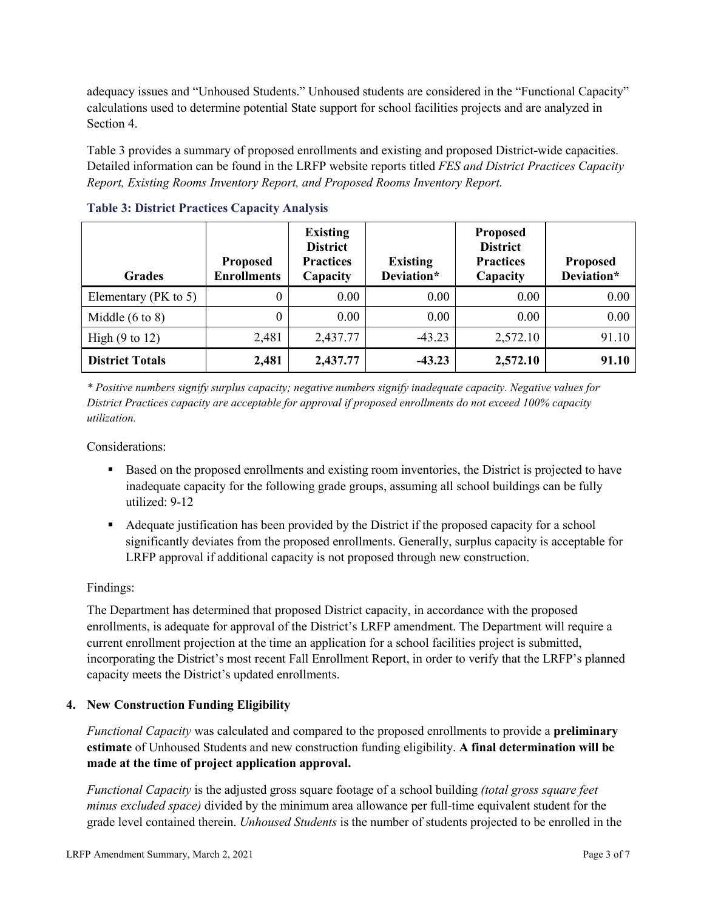adequacy issues and "Unhoused Students." Unhoused students are considered in the "Functional Capacity" calculations used to determine potential State support for school facilities projects and are analyzed in Section 4.

Table 3 provides a summary of proposed enrollments and existing and proposed District-wide capacities. Detailed information can be found in the LRFP website reports titled *FES and District Practices Capacity Report, Existing Rooms Inventory Report, and Proposed Rooms Inventory Report.*

**Table 3: District Practices Capacity Analysis**

| Grades | Proposed Enrollments | Existing District Practices Capacity | Existing Deviation* | Proposed District Practices Capacity | Proposed Deviation* |
|---|---|---|---|---|---|
| Elementary (PK to 5) | 0 | 0.00 | 0.00 | 0.00 | 0.00 |
| Middle (6 to 8) | 0 | 0.00 | 0.00 | 0.00 | 0.00 |
| High (9 to 12) | 2,481 | 2,437.77 | -43.23 | 2,572.10 | 91.10 |
| **District Totals** | **2,481** | **2,437.77** | **-43.23** | **2,572.10** | **91.10** |

*\* Positive numbers signify surplus capacity; negative numbers signify inadequate capacity. Negative values for District Practices capacity are acceptable for approval if proposed enrollments do not exceed 100% capacity utilization.*

Considerations:

- Based on the proposed enrollments and existing room inventories, the District is projected to have inadequate capacity for the following grade groups, assuming all school buildings can be fully utilized: 9-12
- Adequate justification has been provided by the District if the proposed capacity for a school significantly deviates from the proposed enrollments. Generally, surplus capacity is acceptable for LRFP approval if additional capacity is not proposed through new construction.

Findings:

The Department has determined that proposed District capacity, in accordance with the proposed enrollments, is adequate for approval of the District's LRFP amendment. The Department will require a current enrollment projection at the time an application for a school facilities project is submitted, incorporating the District's most recent Fall Enrollment Report, in order to verify that the LRFP's planned capacity meets the District's updated enrollments.

## 4. New Construction Funding Eligibility

*Functional Capacity* was calculated and compared to the proposed enrollments to provide a **preliminary estimate** of Unhoused Students and new construction funding eligibility. **A final determination will be made at the time of project application approval.**

*Functional Capacity* is the adjusted gross square footage of a school building *(total gross square feet minus excluded space)* divided by the minimum area allowance per full-time equivalent student for the grade level contained therein. *Unhoused Students* is the number of students projected to be enrolled in the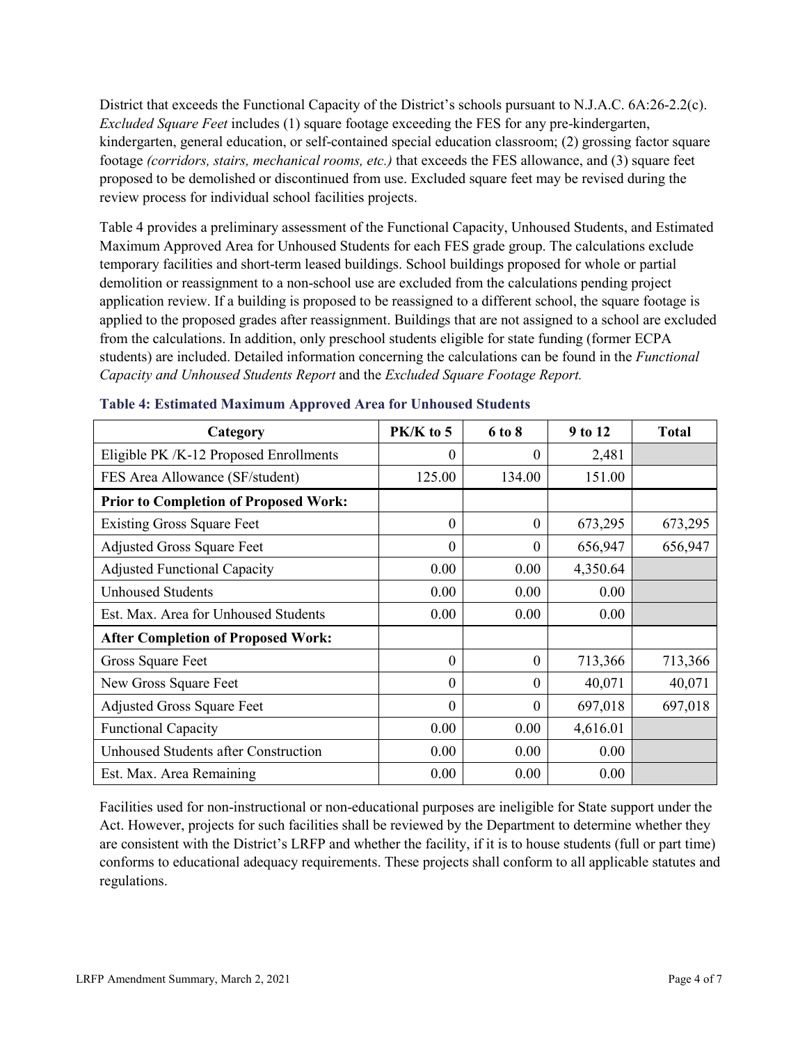District that exceeds the Functional Capacity of the District's schools pursuant to N.J.A.C. 6A:26-2.2(c). *Excluded Square Feet* includes (1) square footage exceeding the FES for any pre-kindergarten, kindergarten, general education, or self-contained special education classroom; (2) grossing factor square footage *(corridors, stairs, mechanical rooms, etc.)* that exceeds the FES allowance, and (3) square feet proposed to be demolished or discontinued from use. Excluded square feet may be revised during the review process for individual school facilities projects.

Table 4 provides a preliminary assessment of the Functional Capacity, Unhoused Students, and Estimated Maximum Approved Area for Unhoused Students for each FES grade group. The calculations exclude temporary facilities and short-term leased buildings. School buildings proposed for whole or partial demolition or reassignment to a non-school use are excluded from the calculations pending project application review. If a building is proposed to be reassigned to a different school, the square footage is applied to the proposed grades after reassignment. Buildings that are not assigned to a school are excluded from the calculations. In addition, only preschool students eligible for state funding (former ECPA students) are included. Detailed information concerning the calculations can be found in the *Functional Capacity and Unhoused Students Report* and the *Excluded Square Footage Report.*

**Table 4: Estimated Maximum Approved Area for Unhoused Students**

| Category | PK/K to 5 | 6 to 8 | 9 to 12 | Total |
|---|---|---|---|---|
| Eligible PK /K-12 Proposed Enrollments | 0 | 0 | 2,481 | |
| FES Area Allowance (SF/student) | 125.00 | 134.00 | 151.00 | |
| **Prior to Completion of Proposed Work:** | | | | |
| Existing Gross Square Feet | 0 | 0 | 673,295 | 673,295 |
| Adjusted Gross Square Feet | 0 | 0 | 656,947 | 656,947 |
| Adjusted Functional Capacity | 0.00 | 0.00 | 4,350.64 | |
| Unhoused Students | 0.00 | 0.00 | 0.00 | |
| Est. Max. Area for Unhoused Students | 0.00 | 0.00 | 0.00 | |
| **After Completion of Proposed Work:** | | | | |
| Gross Square Feet | 0 | 0 | 713,366 | 713,366 |
| New Gross Square Feet | 0 | 0 | 40,071 | 40,071 |
| Adjusted Gross Square Feet | 0 | 0 | 697,018 | 697,018 |
| Functional Capacity | 0.00 | 0.00 | 4,616.01 | |
| Unhoused Students after Construction | 0.00 | 0.00 | 0.00 | |
| Est. Max. Area Remaining | 0.00 | 0.00 | 0.00 | |

Facilities used for non-instructional or non-educational purposes are ineligible for State support under the Act. However, projects for such facilities shall be reviewed by the Department to determine whether they are consistent with the District's LRFP and whether the facility, if it is to house students (full or part time) conforms to educational adequacy requirements. These projects shall conform to all applicable statutes and regulations.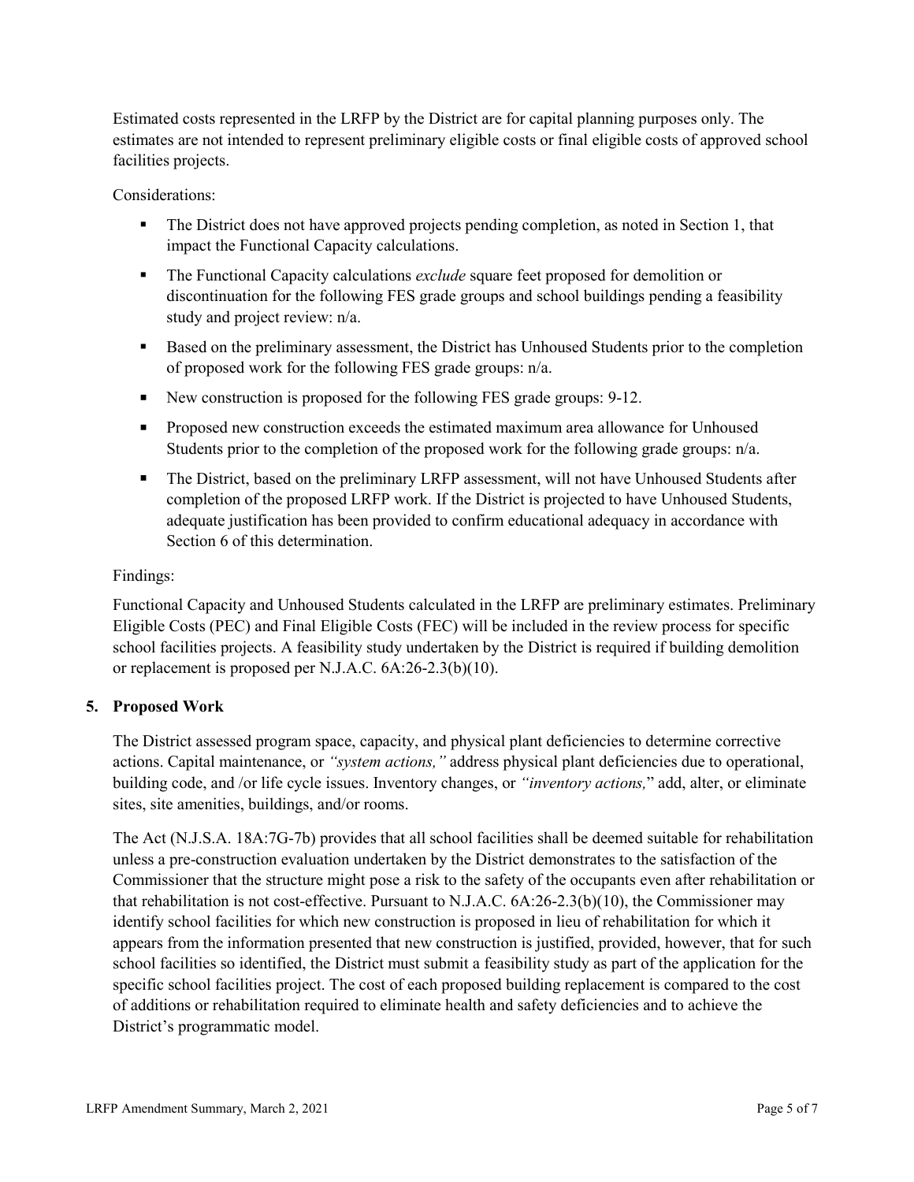Estimated costs represented in the LRFP by the District are for capital planning purposes only. The estimates are not intended to represent preliminary eligible costs or final eligible costs of approved school facilities projects.

Considerations:

- The District does not have approved projects pending completion, as noted in Section 1, that impact the Functional Capacity calculations.
- The Functional Capacity calculations *exclude* square feet proposed for demolition or discontinuation for the following FES grade groups and school buildings pending a feasibility study and project review: n/a.
- Based on the preliminary assessment, the District has Unhoused Students prior to the completion of proposed work for the following FES grade groups: n/a.
- New construction is proposed for the following FES grade groups: 9-12.
- Proposed new construction exceeds the estimated maximum area allowance for Unhoused Students prior to the completion of the proposed work for the following grade groups: n/a.
- The District, based on the preliminary LRFP assessment, will not have Unhoused Students after completion of the proposed LRFP work. If the District is projected to have Unhoused Students, adequate justification has been provided to confirm educational adequacy in accordance with Section 6 of this determination.

Findings:

Functional Capacity and Unhoused Students calculated in the LRFP are preliminary estimates. Preliminary Eligible Costs (PEC) and Final Eligible Costs (FEC) will be included in the review process for specific school facilities projects. A feasibility study undertaken by the District is required if building demolition or replacement is proposed per N.J.A.C. 6A:26-2.3(b)(10).

## 5. Proposed Work

The District assessed program space, capacity, and physical plant deficiencies to determine corrective actions. Capital maintenance, or *"system actions,"* address physical plant deficiencies due to operational, building code, and /or life cycle issues. Inventory changes, or *"inventory actions,"* add, alter, or eliminate sites, site amenities, buildings, and/or rooms.

The Act (N.J.S.A. 18A:7G-7b) provides that all school facilities shall be deemed suitable for rehabilitation unless a pre-construction evaluation undertaken by the District demonstrates to the satisfaction of the Commissioner that the structure might pose a risk to the safety of the occupants even after rehabilitation or that rehabilitation is not cost-effective. Pursuant to N.J.A.C. 6A:26-2.3(b)(10), the Commissioner may identify school facilities for which new construction is proposed in lieu of rehabilitation for which it appears from the information presented that new construction is justified, provided, however, that for such school facilities so identified, the District must submit a feasibility study as part of the application for the specific school facilities project. The cost of each proposed building replacement is compared to the cost of additions or rehabilitation required to eliminate health and safety deficiencies and to achieve the District's programmatic model.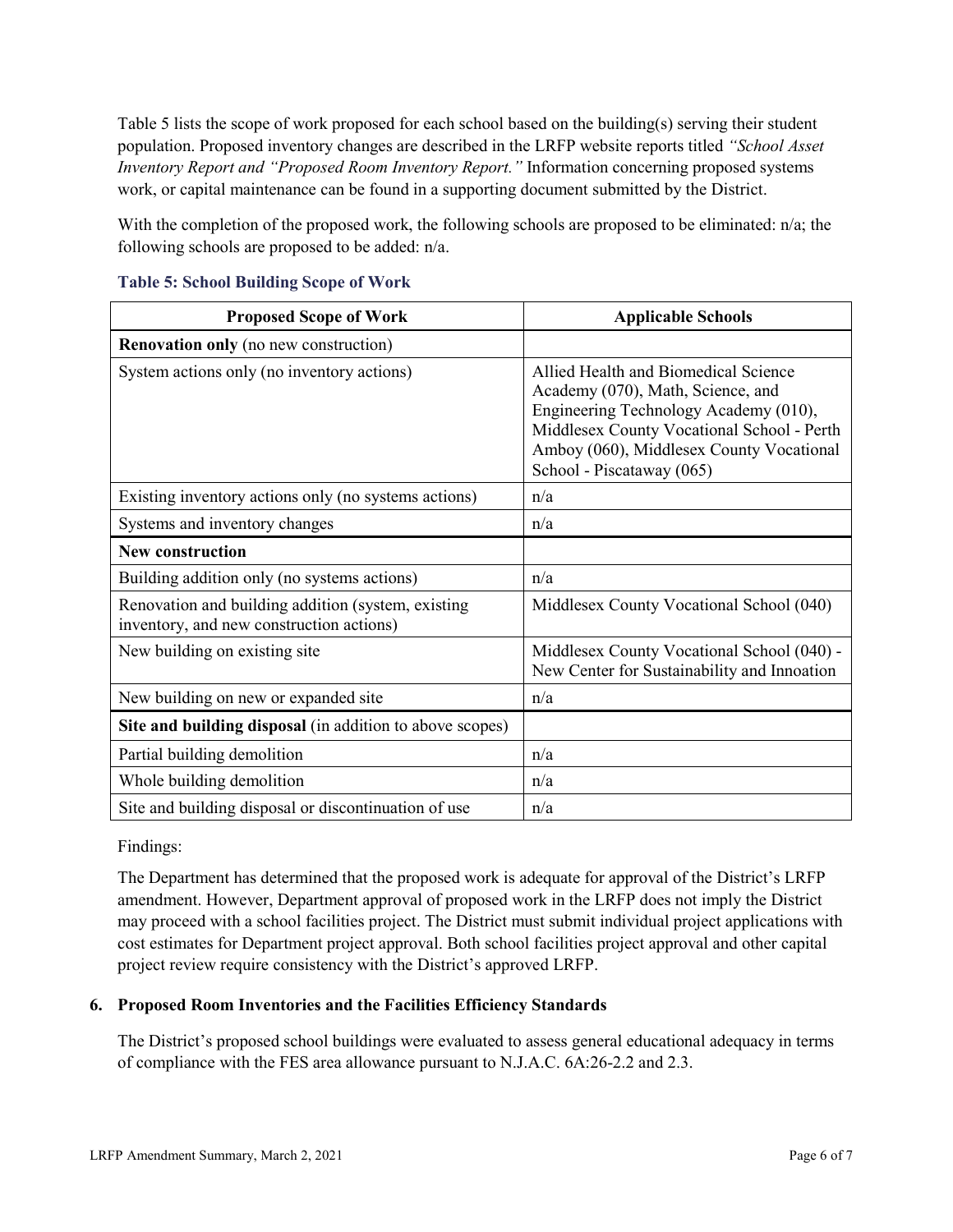Table 5 lists the scope of work proposed for each school based on the building(s) serving their student population. Proposed inventory changes are described in the LRFP website reports titled *"School Asset Inventory Report and "Proposed Room Inventory Report."* Information concerning proposed systems work, or capital maintenance can be found in a supporting document submitted by the District.

With the completion of the proposed work, the following schools are proposed to be eliminated: n/a; the following schools are proposed to be added: n/a.

### Table 5: School Building Scope of Work

| Proposed Scope of Work | Applicable Schools |
|---|---|
| **Renovation only** (no new construction) | |
| System actions only (no inventory actions) | Allied Health and Biomedical Science Academy (070), Math, Science, and Engineering Technology Academy (010), Middlesex County Vocational School - Perth Amboy (060), Middlesex County Vocational School - Piscataway (065) |
| Existing inventory actions only (no systems actions) | n/a |
| Systems and inventory changes | n/a |
| **New construction** | |
| Building addition only (no systems actions) | n/a |
| Renovation and building addition (system, existing inventory, and new construction actions) | Middlesex County Vocational School (040) |
| New building on existing site | Middlesex County Vocational School (040) - New Center for Sustainability and Innoation |
| New building on new or expanded site | n/a |
| **Site and building disposal** (in addition to above scopes) | |
| Partial building demolition | n/a |
| Whole building demolition | n/a |
| Site and building disposal or discontinuation of use | n/a |

Findings:

The Department has determined that the proposed work is adequate for approval of the District's LRFP amendment. However, Department approval of proposed work in the LRFP does not imply the District may proceed with a school facilities project. The District must submit individual project applications with cost estimates for Department project approval. Both school facilities project approval and other capital project review require consistency with the District's approved LRFP.

## 6. Proposed Room Inventories and the Facilities Efficiency Standards

The District's proposed school buildings were evaluated to assess general educational adequacy in terms of compliance with the FES area allowance pursuant to N.J.A.C. 6A:26-2.2 and 2.3.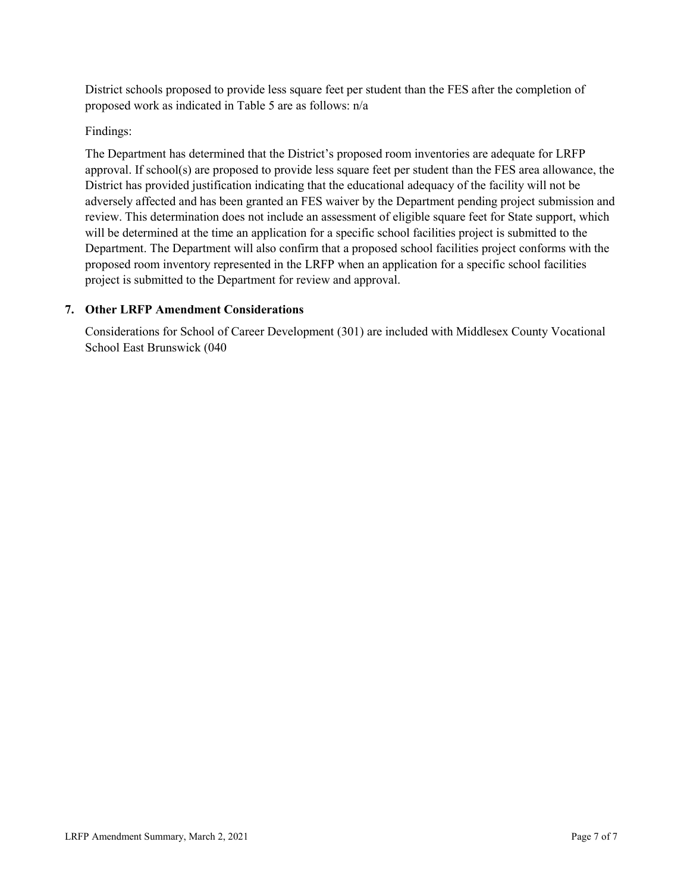District schools proposed to provide less square feet per student than the FES after the completion of proposed work as indicated in Table 5 are as follows: n/a

Findings:

The Department has determined that the District's proposed room inventories are adequate for LRFP approval. If school(s) are proposed to provide less square feet per student than the FES area allowance, the District has provided justification indicating that the educational adequacy of the facility will not be adversely affected and has been granted an FES waiver by the Department pending project submission and review. This determination does not include an assessment of eligible square feet for State support, which will be determined at the time an application for a specific school facilities project is submitted to the Department. The Department will also confirm that a proposed school facilities project conforms with the proposed room inventory represented in the LRFP when an application for a specific school facilities project is submitted to the Department for review and approval.

## 7. Other LRFP Amendment Considerations

Considerations for School of Career Development (301) are included with Middlesex County Vocational School East Brunswick (040